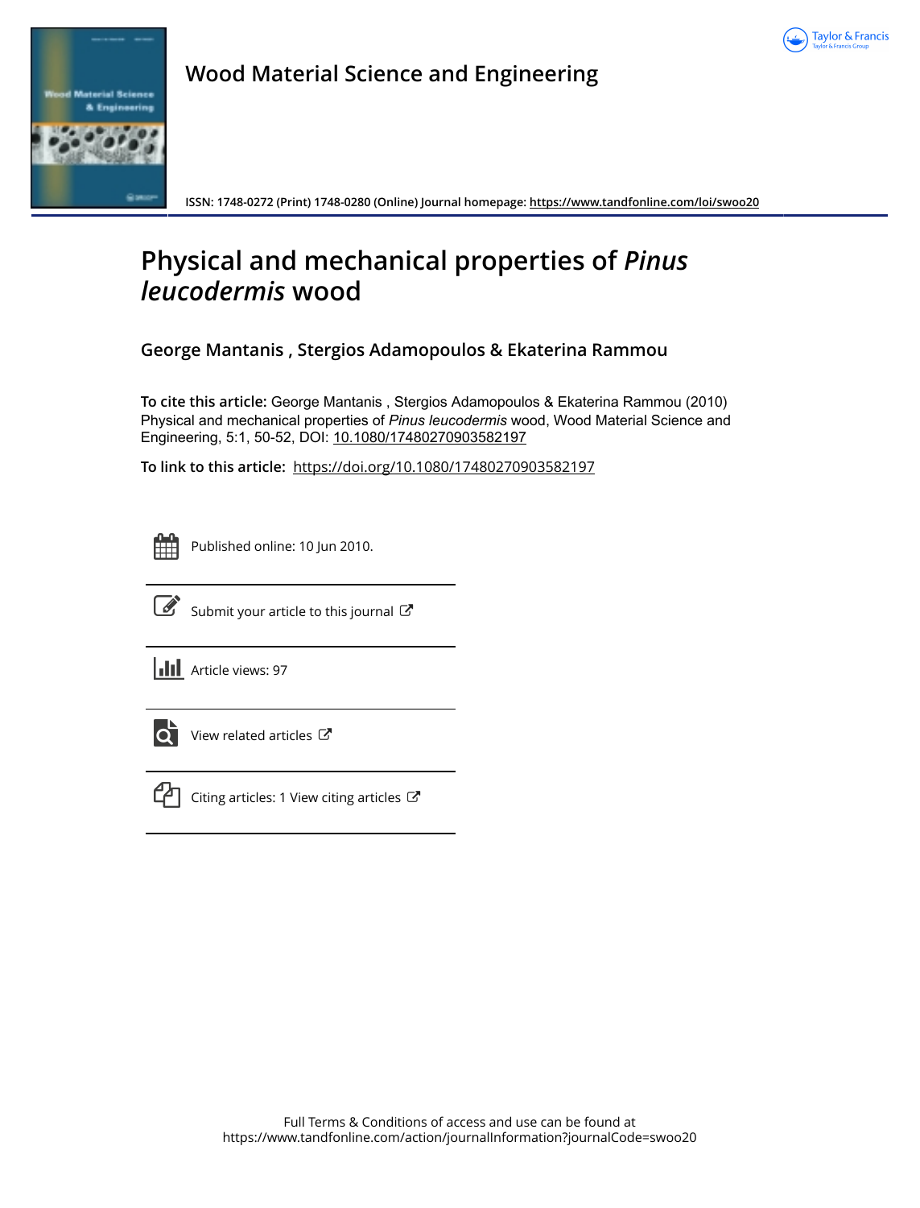# Wood Material Science and Engineering

**ISSN: 1748-0272 (Print) 1748-0280 (Online) Journal homepage:** https://www.tandfonline.com/loi/swoo20

# Physical and mechanical properties of *Pinus leucodermis* wood

**George Mantanis , Stergios Adamopoulos & Ekaterina Rammou**

**To cite this article:** George Mantanis , Stergios Adamopoulos & Ekaterina Rammou (2010) Physical and mechanical properties of *Pinus leucodermis* wood, Wood Material Science and Engineering, 5:1, 50-52, DOI: 10.1080/17480270903582197

**To link to this article:** https://doi.org/10.1080/17480270903582197

Published online: 10 Jun 2010.

Submit your article to this journal

Article views: 97

View related articles

Citing articles: 1 View citing articles

Full Terms & Conditions of access and use can be found at
https://www.tandfonline.com/action/journalInformation?journalCode=swoo20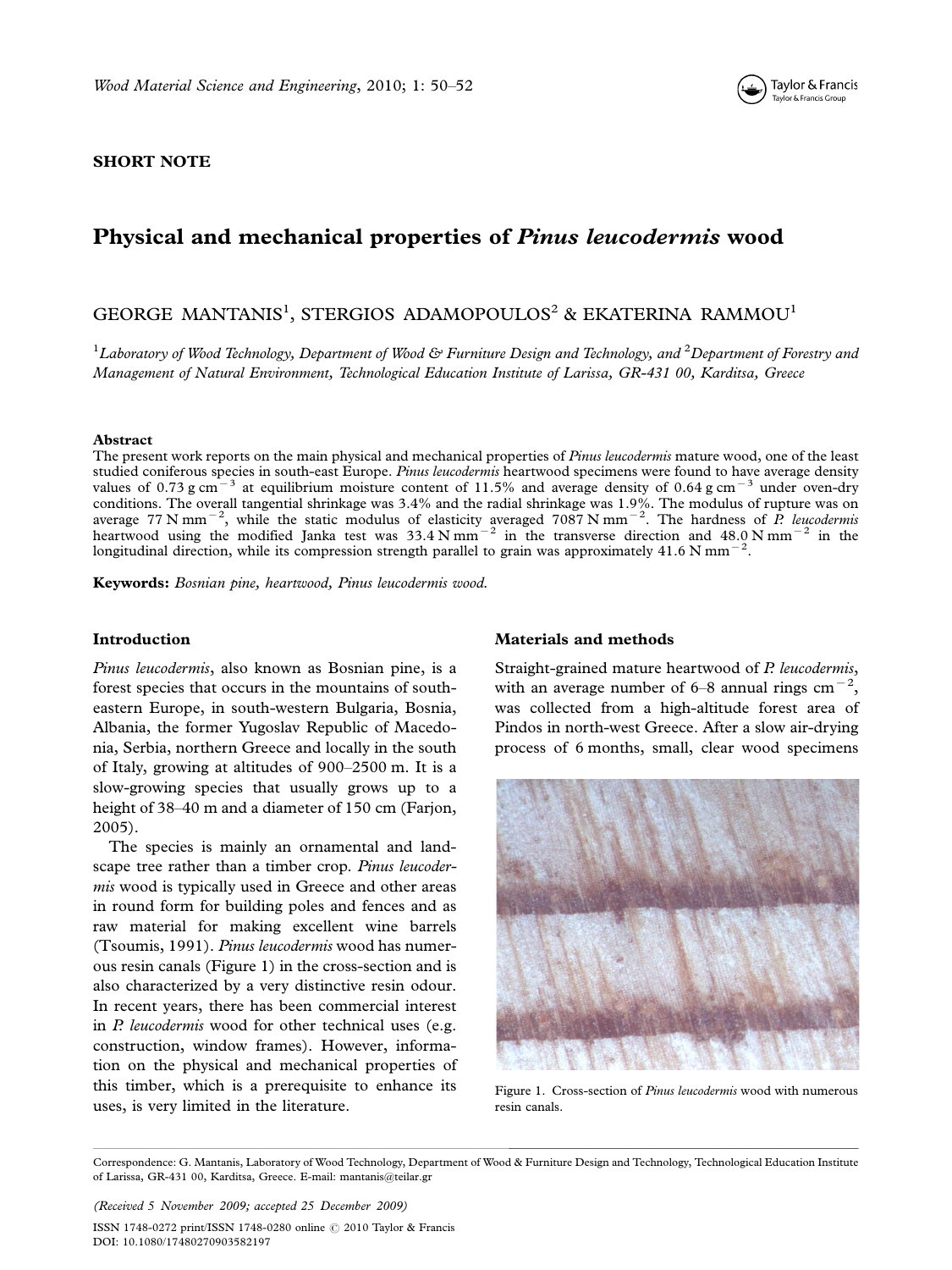**SHORT NOTE**

# Physical and mechanical properties of *Pinus leucodermis* wood

GEORGE MANTANIS[1], STERGIOS ADAMOPOULOS[2] & EKATERINA RAMMOU[1]

[1]*Laboratory of Wood Technology, Department of Wood & Furniture Design and Technology, and* [2]*Department of Forestry and Management of Natural Environment, Technological Education Institute of Larissa, GR-431 00, Karditsa, Greece*

### Abstract

The present work reports on the main physical and mechanical properties of *Pinus leucodermis* mature wood, one of the least studied coniferous species in south-east Europe. *Pinus leucodermis* heartwood specimens were found to have average density values of 0.73 g cm$^{-3}$ at equilibrium moisture content of 11.5% and average density of 0.64 g cm$^{-3}$ under oven-dry conditions. The overall tangential shrinkage was 3.4% and the radial shrinkage was 1.9%. The modulus of rupture was on average 77 N mm$^{-2}$, while the static modulus of elasticity averaged 7087 N mm$^{-2}$. The hardness of *P. leucodermis* heartwood using the modified Janka test was 33.4 N mm$^{-2}$ in the transverse direction and 48.0 N mm$^{-2}$ in the longitudinal direction, while its compression strength parallel to grain was approximately 41.6 N mm$^{-2}$.

**Keywords:** *Bosnian pine, heartwood, Pinus leucodermis wood.*

## Introduction

*Pinus leucodermis*, also known as Bosnian pine, is a forest species that occurs in the mountains of south-eastern Europe, in south-western Bulgaria, Bosnia, Albania, the former Yugoslav Republic of Macedonia, Serbia, northern Greece and locally in the south of Italy, growing at altitudes of 900–2500 m. It is a slow-growing species that usually grows up to a height of 38–40 m and a diameter of 150 cm (Farjon, 2005).

The species is mainly an ornamental and landscape tree rather than a timber crop. *Pinus leucodermis* wood is typically used in Greece and other areas in round form for building poles and fences and as raw material for making excellent wine barrels (Tsoumis, 1991). *Pinus leucodermis* wood has numerous resin canals (Figure 1) in the cross-section and is also characterized by a very distinctive resin odour. In recent years, there has been commercial interest in *P. leucodermis* wood for other technical uses (e.g. construction, window frames). However, information on the physical and mechanical properties of this timber, which is a prerequisite to enhance its uses, is very limited in the literature.

## Materials and methods

Straight-grained mature heartwood of *P. leucodermis*, with an average number of 6–8 annual rings cm$^{-2}$, was collected from a high-altitude forest area of Pindos in north-west Greece. After a slow air-drying process of 6 months, small, clear wood specimens

Figure 1. Cross-section of *Pinus leucodermis* wood with numerous resin canals.

Correspondence: G. Mantanis, Laboratory of Wood Technology, Department of Wood & Furniture Design and Technology, Technological Education Institute of Larissa, GR-431 00, Karditsa, Greece. E-mail: mantanis@teilar.gr

*(Received 5 November 2009; accepted 25 December 2009)*

ISSN 1748-0272 print/ISSN 1748-0280 online © 2010 Taylor & Francis
DOI: 10.1080/17480270903582197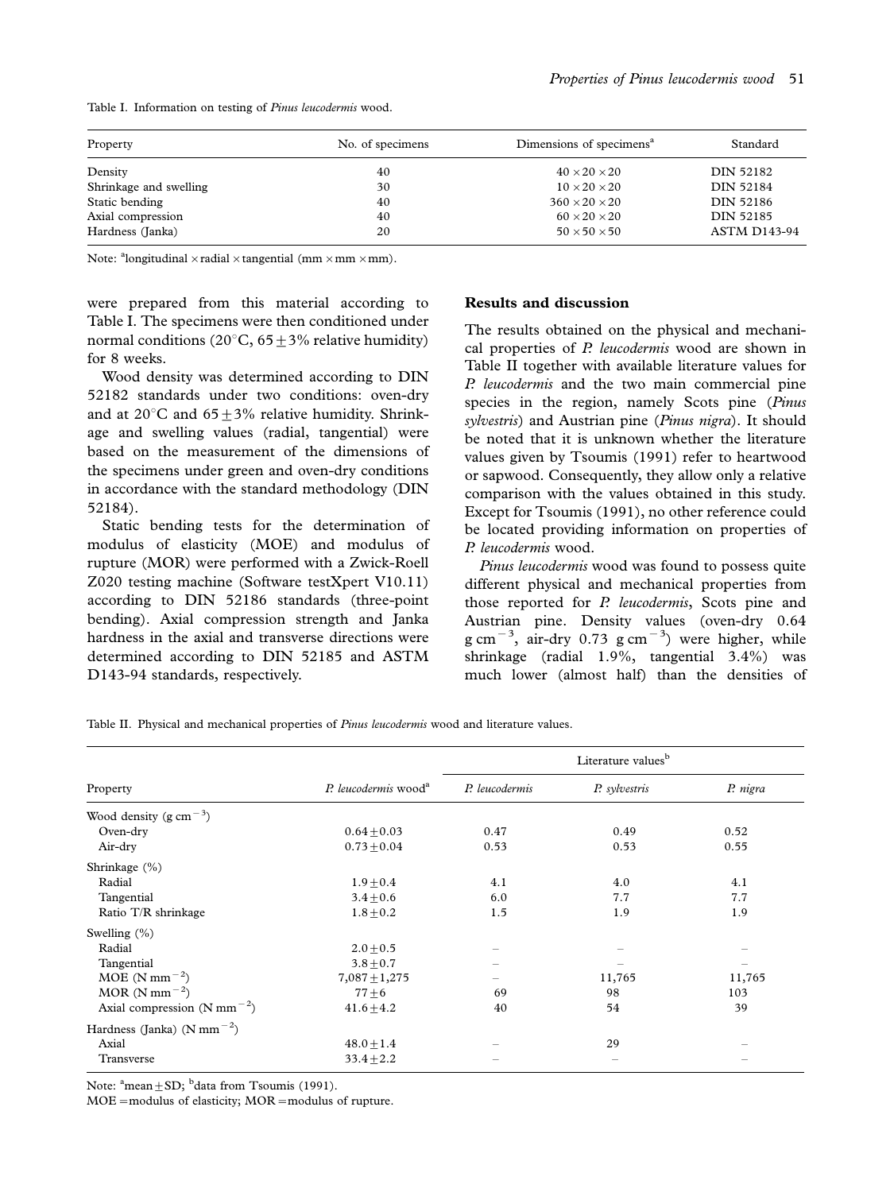Table I. Information on testing of *Pinus leucodermis* wood.

| Property | No. of specimens | Dimensions of specimens[a] | Standard |
|---|---|---|---|
| Density | 40 | $40 \times 20 \times 20$ | DIN 52182 |
| Shrinkage and swelling | 30 | $10 \times 20 \times 20$ | DIN 52184 |
| Static bending | 40 | $360 \times 20 \times 20$ | DIN 52186 |
| Axial compression | 40 | $60 \times 20 \times 20$ | DIN 52185 |
| Hardness (Janka) | 20 | $50 \times 50 \times 50$ | ASTM D143-94 |

Note: [a]longitudinal × radial × tangential (mm × mm × mm).

were prepared from this material according to Table I. The specimens were then conditioned under normal conditions (20°C, 65 ± 3% relative humidity) for 8 weeks.

Wood density was determined according to DIN 52182 standards under two conditions: oven-dry and at 20°C and 65 ± 3% relative humidity. Shrinkage and swelling values (radial, tangential) were based on the measurement of the dimensions of the specimens under green and oven-dry conditions in accordance with the standard methodology (DIN 52184).

Static bending tests for the determination of modulus of elasticity (MOE) and modulus of rupture (MOR) were performed with a Zwick-Roell Z020 testing machine (Software testXpert V10.11) according to DIN 52186 standards (three-point bending). Axial compression strength and Janka hardness in the axial and transverse directions were determined according to DIN 52185 and ASTM D143-94 standards, respectively.

## Results and discussion

The results obtained on the physical and mechanical properties of *P. leucodermis* wood are shown in Table II together with available literature values for *P. leucodermis* and the two main commercial pine species in the region, namely Scots pine (*Pinus sylvestris*) and Austrian pine (*Pinus nigra*). It should be noted that it is unknown whether the literature values given by Tsoumis (1991) refer to heartwood or sapwood. Consequently, they allow only a relative comparison with the values obtained in this study. Except for Tsoumis (1991), no other reference could be located providing information on properties of *P. leucodermis* wood.

*Pinus leucodermis* wood was found to possess quite different physical and mechanical properties from those reported for *P. leucodermis*, Scots pine and Austrian pine. Density values (oven-dry 0.64 g cm$^{-3}$, air-dry 0.73 g cm$^{-3}$) were higher, while shrinkage (radial 1.9%, tangential 3.4%) was much lower (almost half) than the densities of

Table II. Physical and mechanical properties of *Pinus leucodermis* wood and literature values.

| Property | *P. leucodermis* wood[a] | Literature values[b] | | |
|---|---|---|---|---|
| | | *P. leucodermis* | *P. sylvestris* | *P. nigra* |
| Wood density (g cm$^{-3}$) | | | | |
| Oven-dry | 0.64 ± 0.03 | 0.47 | 0.49 | 0.52 |
| Air-dry | 0.73 ± 0.04 | 0.53 | 0.53 | 0.55 |
| Shrinkage (%) | | | | |
| Radial | 1.9 ± 0.4 | 4.1 | 4.0 | 4.1 |
| Tangential | 3.4 ± 0.6 | 6.0 | 7.7 | 7.7 |
| Ratio T/R shrinkage | 1.8 ± 0.2 | 1.5 | 1.9 | 1.9 |
| Swelling (%) | | | | |
| Radial | 2.0 ± 0.5 | – | – | – |
| Tangential | 3.8 ± 0.7 | – | – | – |
| MOE (N mm$^{-2}$) | 7,087 ± 1,275 | – | 11,765 | 11,765 |
| MOR (N mm$^{-2}$) | 77 ± 6 | 69 | 98 | 103 |
| Axial compression (N mm$^{-2}$) | 41.6 ± 4.2 | 40 | 54 | 39 |
| Hardness (Janka) (N mm$^{-2}$) | | | | |
| Axial | 48.0 ± 1.4 | – | 29 | – |
| Transverse | 33.4 ± 2.2 | – | – | – |

Note: [a]mean ± SD; [b]data from Tsoumis (1991).
MOE = modulus of elasticity; MOR = modulus of rupture.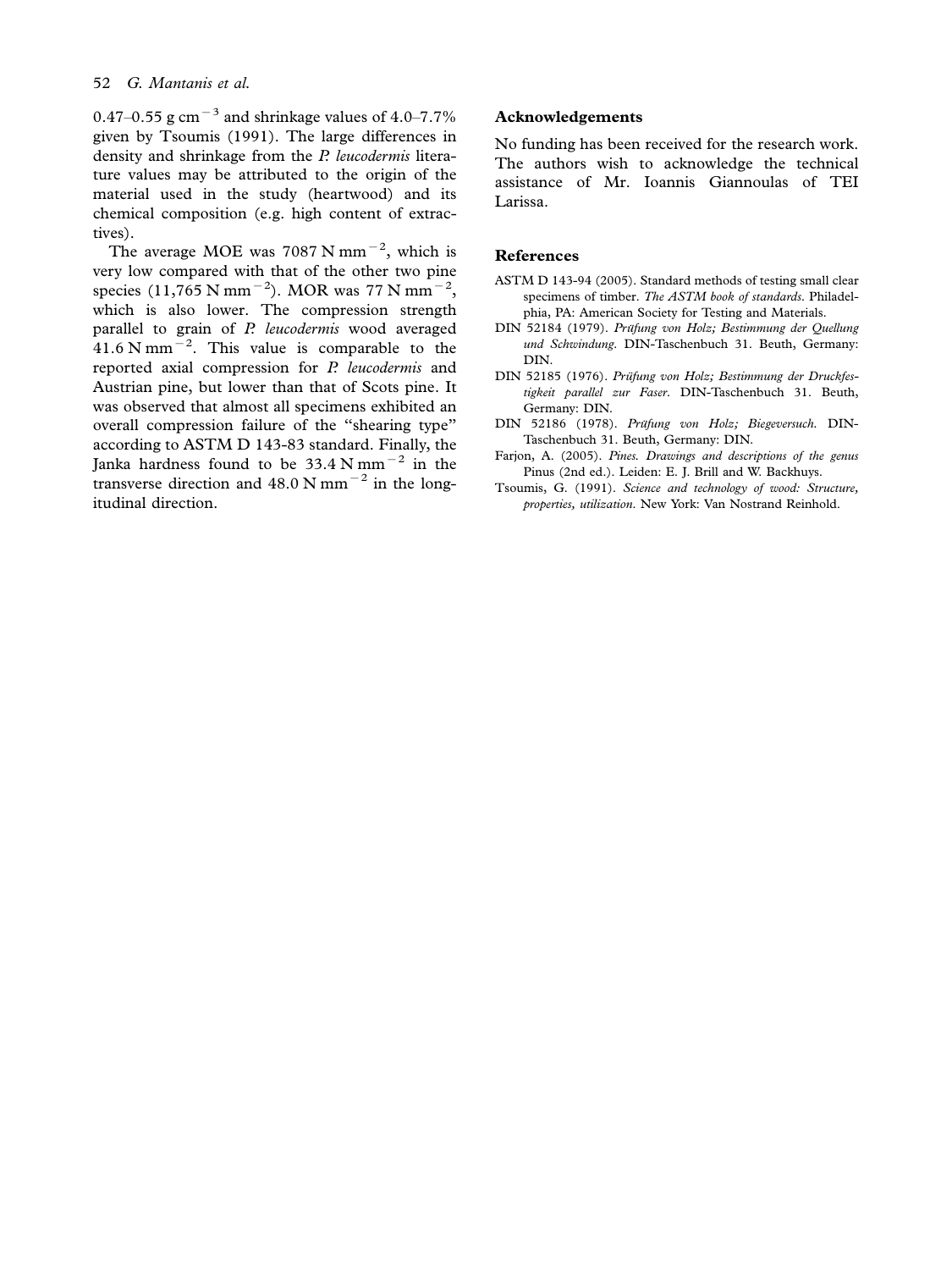0.47–0.55 g $cm^{-3}$ and shrinkage values of 4.0–7.7% given by Tsoumis (1991). The large differences in density and shrinkage from the *P. leucodermis* literature values may be attributed to the origin of the material used in the study (heartwood) and its chemical composition (e.g. high content of extractives).

The average MOE was 7087 N $mm^{-2}$, which is very low compared with that of the other two pine species (11,765 N $mm^{-2}$). MOR was 77 N $mm^{-2}$, which is also lower. The compression strength parallel to grain of *P. leucodermis* wood averaged 41.6 N $mm^{-2}$. This value is comparable to the reported axial compression for *P. leucodermis* and Austrian pine, but lower than that of Scots pine. It was observed that almost all specimens exhibited an overall compression failure of the "shearing type" according to ASTM D 143-83 standard. Finally, the Janka hardness found to be 33.4 N $mm^{-2}$ in the transverse direction and 48.0 N $mm^{-2}$ in the longitudinal direction.

## Acknowledgements

No funding has been received for the research work. The authors wish to acknowledge the technical assistance of Mr. Ioannis Giannoulas of TEI Larissa.

## References

ASTM D 143-94 (2005). Standard methods of testing small clear specimens of timber. *The ASTM book of standards*. Philadelphia, PA: American Society for Testing and Materials.

DIN 52184 (1979). *Prüfung von Holz; Bestimmung der Quellung und Schwindung*. DIN-Taschenbuch 31. Beuth, Germany: DIN.

DIN 52185 (1976). *Prüfung von Holz; Bestimmung der Druckfestigkeit parallel zur Faser*. DIN-Taschenbuch 31. Beuth, Germany: DIN.

DIN 52186 (1978). *Prüfung von Holz; Biegeversuch*. DIN-Taschenbuch 31. Beuth, Germany: DIN.

Farjon, A. (2005). *Pines. Drawings and descriptions of the genus* Pinus (2nd ed.). Leiden: E. J. Brill and W. Backhuys.

Tsoumis, G. (1991). *Science and technology of wood: Structure, properties, utilization*. New York: Van Nostrand Reinhold.